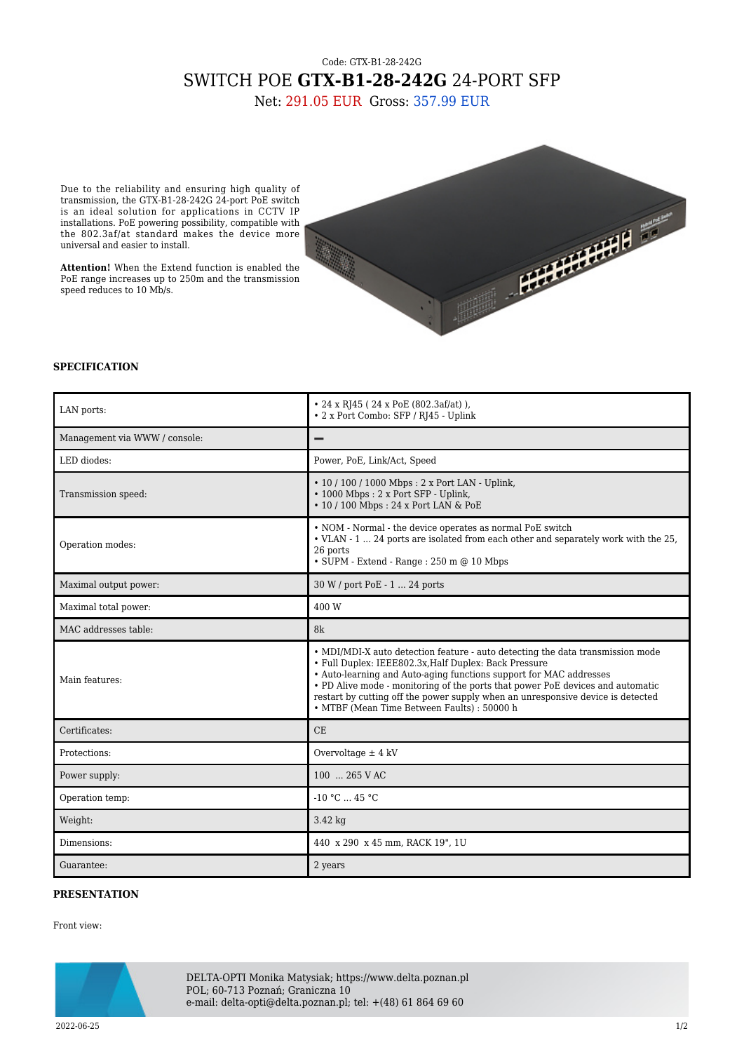Code: GTX-B1-28-242G

# SWITCH POE **GTX-B1-28-242G** 24-PORT SFP

Net: 291.05 EUR Gross: 357.99 EUR

Due to the reliability and ensuring high quality of transmission, the GTX-B1-28-242G 24-port PoE switch is an ideal solution for applications in CCTV IP installations. PoE powering possibility, compatible with the 802.3af/at standard makes the device more universal and easier to install.

**Attention!** When the Extend function is enabled the PoE range increases up to 250m and the transmission speed reduces to 10 Mb/s.

## SPECIFICATION

| | |
|---|---|
| LAN ports: | • 24 x RJ45 ( 24 x PoE (802.3af/at) ),<br>• 2 x Port Combo: SFP / RJ45 - Uplink |
| Management via WWW / console: | – |
| LED diodes: | Power, PoE, Link/Act, Speed |
| Transmission speed: | • 10 / 100 / 1000 Mbps : 2 x Port LAN - Uplink,<br>• 1000 Mbps : 2 x Port SFP - Uplink,<br>• 10 / 100 Mbps : 24 x Port LAN & PoE |
| Operation modes: | • NOM - Normal - the device operates as normal PoE switch<br>• VLAN - 1 ... 24 ports are isolated from each other and separately work with the 25, 26 ports<br>• SUPM - Extend - Range : 250 m @ 10 Mbps |
| Maximal output power: | 30 W / port PoE - 1 ... 24 ports |
| Maximal total power: | 400 W |
| MAC addresses table: | 8k |
| Main features: | • MDI/MDI-X auto detection feature - auto detecting the data transmission mode<br>• Full Duplex: IEEE802.3x,Half Duplex: Back Pressure<br>• Auto-learning and Auto-aging functions support for MAC addresses<br>• PD Alive mode - monitoring of the ports that power PoE devices and automatic restart by cutting off the power supply when an unresponsive device is detected<br>• MTBF (Mean Time Between Faults) : 50000 h |
| Certificates: | CE |
| Protections: | Overvoltage ± 4 kV |
| Power supply: | 100 ... 265 V AC |
| Operation temp: | -10 °C ... 45 °C |
| Weight: | 3.42 kg |
| Dimensions: | 440 x 290 x 45 mm, RACK 19", 1U |
| Guarantee: | 2 years |

## PRESENTATION

Front view:

DELTA-OPTI Monika Matysiak; https://www.delta.poznan.pl
POL; 60-713 Poznań; Graniczna 10
e-mail: delta-opti@delta.poznan.pl; tel: +(48) 61 864 69 60

2022-06-25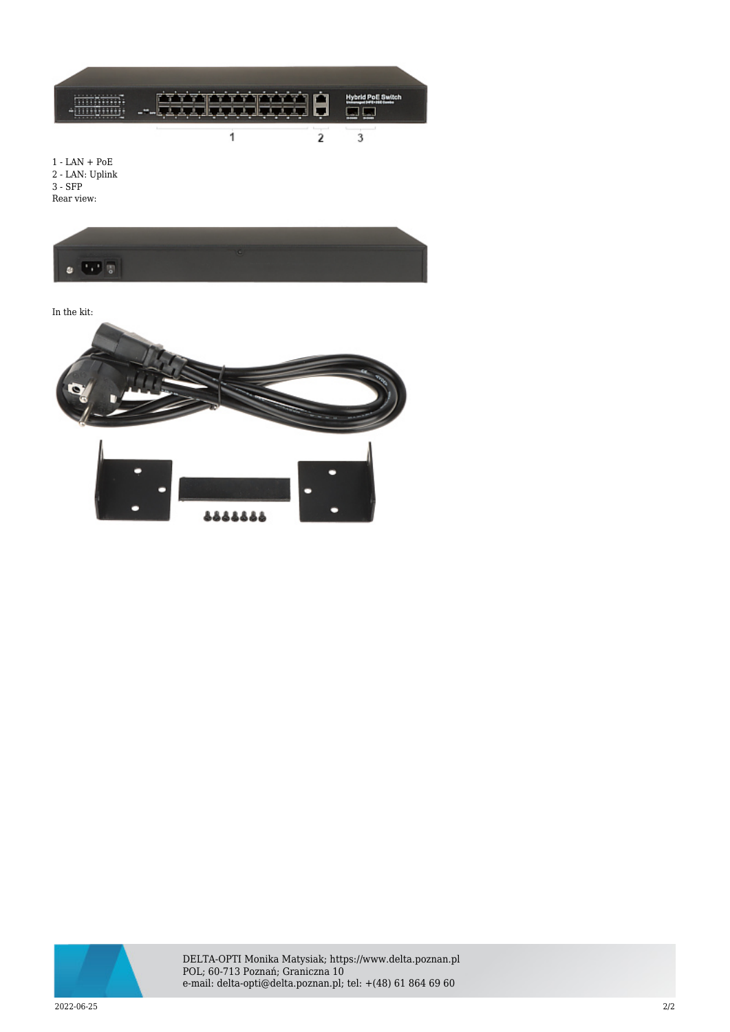1 - LAN + PoE
2 - LAN: Uplink
3 - SFP
Rear view:

In the kit: